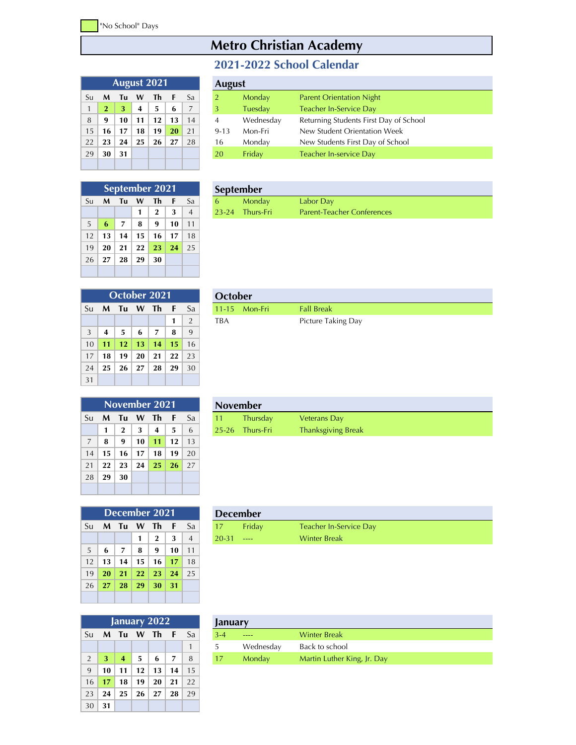"No School" Days

# Metro Christian Academy

## 2021-2022 School Calendar

### August 2021

| Su | M | Tu | W | Th | F | Sa |
|---|---|---|---|---|---|---|
| 1 | 2 | 3 | 4 | 5 | 6 | 7 |
| 8 | 9 | 10 | 11 | 12 | 13 | 14 |
| 15 | 16 | 17 | 18 | 19 | 20 | 21 |
| 22 | 23 | 24 | 25 | 26 | 27 | 28 |
| 29 | 30 | 31 | | | | |

### August

| | | |
|---|---|---|
| 2 | Monday | Parent Orientation Night |
| 3 | Tuesday | Teacher In-Service Day |
| 4 | Wednesday | Returning Students First Day of School |
| 9-13 | Mon-Fri | New Student Orientation Week |
| 16 | Monday | New Students First Day of School |
| 20 | Friday | Teacher In-service Day |

### September 2021

| Su | M | Tu | W | Th | F | Sa |
|---|---|---|---|---|---|---|
| | | | 1 | 2 | 3 | 4 |
| 5 | 6 | 7 | 8 | 9 | 10 | 11 |
| 12 | 13 | 14 | 15 | 16 | 17 | 18 |
| 19 | 20 | 21 | 22 | 23 | 24 | 25 |
| 26 | 27 | 28 | 29 | 30 | | |

### September

| | | |
|---|---|---|
| 6 | Monday | Labor Day |
| 23-24 | Thurs-Fri | Parent-Teacher Conferences |

### October 2021

| Su | M | Tu | W | Th | F | Sa |
|---|---|---|---|---|---|---|
| | | | | | 1 | 2 |
| 3 | 4 | 5 | 6 | 7 | 8 | 9 |
| 10 | 11 | 12 | 13 | 14 | 15 | 16 |
| 17 | 18 | 19 | 20 | 21 | 22 | 23 |
| 24 | 25 | 26 | 27 | 28 | 29 | 30 |
| 31 | | | | | | |

### October

| | | |
|---|---|---|
| 11-15 | Mon-Fri | Fall Break |
| TBA | | Picture Taking Day |

### November 2021

| Su | M | Tu | W | Th | F | Sa |
|---|---|---|---|---|---|---|
| | 1 | 2 | 3 | 4 | 5 | 6 |
| 7 | 8 | 9 | 10 | 11 | 12 | 13 |
| 14 | 15 | 16 | 17 | 18 | 19 | 20 |
| 21 | 22 | 23 | 24 | 25 | 26 | 27 |
| 28 | 29 | 30 | | | | |

### November

| | | |
|---|---|---|
| 11 | Thursday | Veterans Day |
| 25-26 | Thurs-Fri | Thanksgiving Break |

### December 2021

| Su | M | Tu | W | Th | F | Sa |
|---|---|---|---|---|---|---|
| | | | 1 | 2 | 3 | 4 |
| 5 | 6 | 7 | 8 | 9 | 10 | 11 |
| 12 | 13 | 14 | 15 | 16 | 17 | 18 |
| 19 | 20 | 21 | 22 | 23 | 24 | 25 |
| 26 | 27 | 28 | 29 | 30 | 31 | |

### December

| | | |
|---|---|---|
| 17 | Friday | Teacher In-Service Day |
| 20-31 | ---- | Winter Break |

### January 2022

| Su | M | Tu | W | Th | F | Sa |
|---|---|---|---|---|---|---|
| | | | | | | 1 |
| 2 | 3 | 4 | 5 | 6 | 7 | 8 |
| 9 | 10 | 11 | 12 | 13 | 14 | 15 |
| 16 | 17 | 18 | 19 | 20 | 21 | 22 |
| 23 | 24 | 25 | 26 | 27 | 28 | 29 |
| 30 | 31 | | | | | |

### January

| | | |
|---|---|---|
| 3-4 | ---- | Winter Break |
| 5 | Wednesday | Back to school |
| 17 | Monday | Martin Luther King, Jr. Day |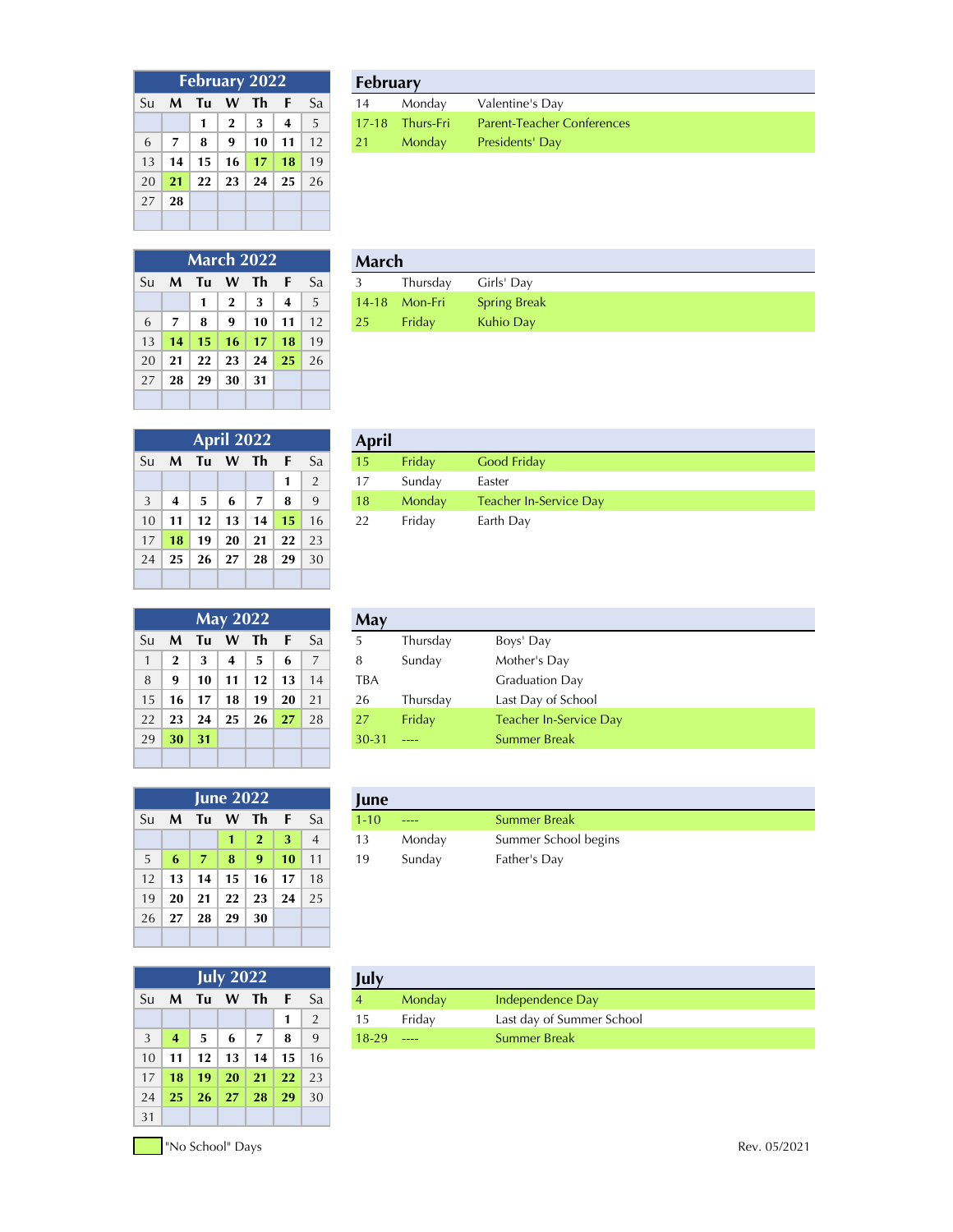## February 2022

| Su | M | Tu | W | Th | F | Sa |
|---|---|---|---|---|---|---|
| | | 1 | 2 | 3 | 4 | 5 |
| 6 | 7 | 8 | 9 | 10 | 11 | 12 |
| 13 | 14 | 15 | 16 | 17 | 18 | 19 |
| 20 | 21 | 22 | 23 | 24 | 25 | 26 |
| 27 | 28 | | | | | |

### February

| | | |
|---|---|---|
| 14 | Monday | Valentine's Day |
| 17-18 | Thurs-Fri | Parent-Teacher Conferences |
| 21 | Monday | Presidents' Day |

## March 2022

| Su | M | Tu | W | Th | F | Sa |
|---|---|---|---|---|---|---|
| | | 1 | 2 | 3 | 4 | 5 |
| 6 | 7 | 8 | 9 | 10 | 11 | 12 |
| 13 | 14 | 15 | 16 | 17 | 18 | 19 |
| 20 | 21 | 22 | 23 | 24 | 25 | 26 |
| 27 | 28 | 29 | 30 | 31 | | |

### March

| | | |
|---|---|---|
| 3 | Thursday | Girls' Day |
| 14-18 | Mon-Fri | Spring Break |
| 25 | Friday | Kuhio Day |

## April 2022

| Su | M | Tu | W | Th | F | Sa |
|---|---|---|---|---|---|---|
| | | | | | 1 | 2 |
| 3 | 4 | 5 | 6 | 7 | 8 | 9 |
| 10 | 11 | 12 | 13 | 14 | 15 | 16 |
| 17 | 18 | 19 | 20 | 21 | 22 | 23 |
| 24 | 25 | 26 | 27 | 28 | 29 | 30 |

### April

| | | |
|---|---|---|
| 15 | Friday | Good Friday |
| 17 | Sunday | Easter |
| 18 | Monday | Teacher In-Service Day |
| 22 | Friday | Earth Day |

## May 2022

| Su | M | Tu | W | Th | F | Sa |
|---|---|---|---|---|---|---|
| 1 | 2 | 3 | 4 | 5 | 6 | 7 |
| 8 | 9 | 10 | 11 | 12 | 13 | 14 |
| 15 | 16 | 17 | 18 | 19 | 20 | 21 |
| 22 | 23 | 24 | 25 | 26 | 27 | 28 |
| 29 | 30 | 31 | | | | |

### May

| | | |
|---|---|---|
| 5 | Thursday | Boys' Day |
| 8 | Sunday | Mother's Day |
| TBA | | Graduation Day |
| 26 | Thursday | Last Day of School |
| 27 | Friday | Teacher In-Service Day |
| 30-31 | ---- | Summer Break |

## June 2022

| Su | M | Tu | W | Th | F | Sa |
|---|---|---|---|---|---|---|
| | | | 1 | 2 | 3 | 4 |
| 5 | 6 | 7 | 8 | 9 | 10 | 11 |
| 12 | 13 | 14 | 15 | 16 | 17 | 18 |
| 19 | 20 | 21 | 22 | 23 | 24 | 25 |
| 26 | 27 | 28 | 29 | 30 | | |

### June

| | | |
|---|---|---|
| 1-10 | ---- | Summer Break |
| 13 | Monday | Summer School begins |
| 19 | Sunday | Father's Day |

## July 2022

| Su | M | Tu | W | Th | F | Sa |
|---|---|---|---|---|---|---|
| | | | | | 1 | 2 |
| 3 | 4 | 5 | 6 | 7 | 8 | 9 |
| 10 | 11 | 12 | 13 | 14 | 15 | 16 |
| 17 | 18 | 19 | 20 | 21 | 22 | 23 |
| 24 | 25 | 26 | 27 | 28 | 29 | 30 |
| 31 | | | | | | |

### July

| | | |
|---|---|---|
| 4 | Monday | Independence Day |
| 15 | Friday | Last day of Summer School |
| 18-29 | ---- | Summer Break |

"No School" Days (highlighted)

Rev. 05/2021